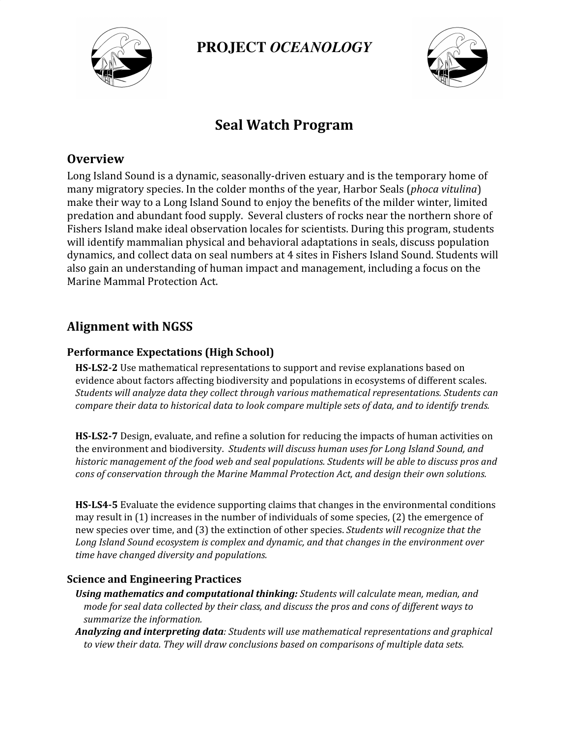# PROJECT *OCEANOLOGY*

## Seal Watch Program

### Overview

Long Island Sound is a dynamic, seasonally-driven estuary and is the temporary home of many migratory species. In the colder months of the year, Harbor Seals (*phoca vitulina*) make their way to a Long Island Sound to enjoy the benefits of the milder winter, limited predation and abundant food supply. Several clusters of rocks near the northern shore of Fishers Island make ideal observation locales for scientists. During this program, students will identify mammalian physical and behavioral adaptations in seals, discuss population dynamics, and collect data on seal numbers at 4 sites in Fishers Island Sound. Students will also gain an understanding of human impact and management, including a focus on the Marine Mammal Protection Act.

### Alignment with NGSS

#### Performance Expectations (High School)

**HS-LS2-2** Use mathematical representations to support and revise explanations based on evidence about factors affecting biodiversity and populations in ecosystems of different scales. *Students will analyze data they collect through various mathematical representations. Students can compare their data to historical data to look compare multiple sets of data, and to identify trends.*

**HS-LS2-7** Design, evaluate, and refine a solution for reducing the impacts of human activities on the environment and biodiversity. *Students will discuss human uses for Long Island Sound, and historic management of the food web and seal populations. Students will be able to discuss pros and cons of conservation through the Marine Mammal Protection Act, and design their own solutions.*

**HS-LS4-5** Evaluate the evidence supporting claims that changes in the environmental conditions may result in (1) increases in the number of individuals of some species, (2) the emergence of new species over time, and (3) the extinction of other species. *Students will recognize that the Long Island Sound ecosystem is complex and dynamic, and that changes in the environment over time have changed diversity and populations.*

#### Science and Engineering Practices

***Using mathematics and computational thinking:*** *Students will calculate mean, median, and mode for seal data collected by their class, and discuss the pros and cons of different ways to summarize the information.*

***Analyzing and interpreting data****: Students will use mathematical representations and graphical to view their data. They will draw conclusions based on comparisons of multiple data sets.*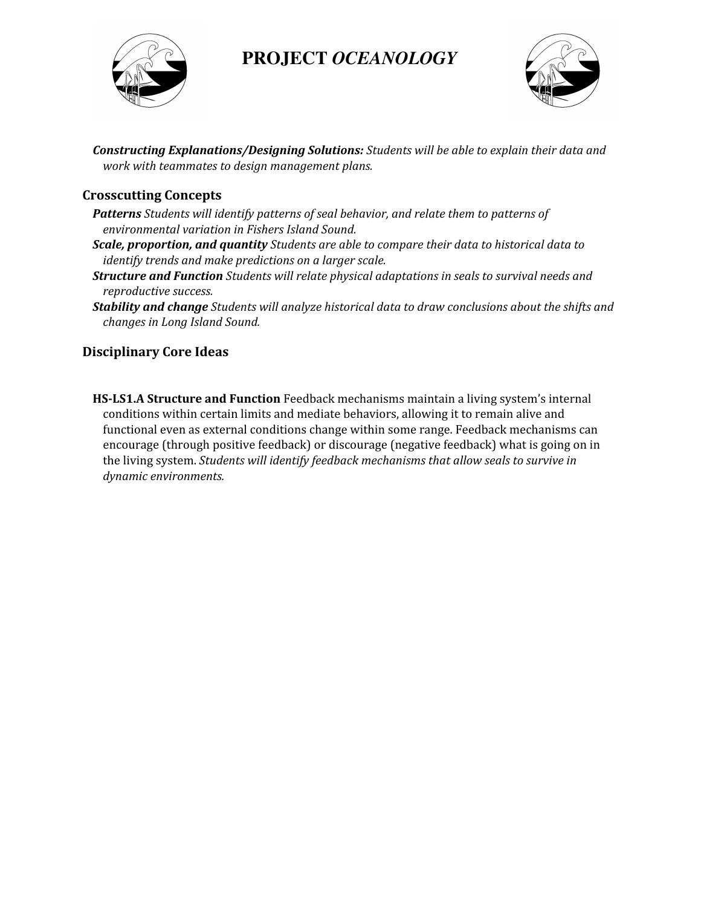***Constructing Explanations/Designing Solutions:*** *Students will be able to explain their data and work with teammates to design management plans.*

## Crosscutting Concepts

***Patterns*** *Students will identify patterns of seal behavior, and relate them to patterns of environmental variation in Fishers Island Sound.*

***Scale, proportion, and quantity*** *Students are able to compare their data to historical data to identify trends and make predictions on a larger scale.*

***Structure and Function*** *Students will relate physical adaptations in seals to survival needs and reproductive success.*

***Stability and change*** *Students will analyze historical data to draw conclusions about the shifts and changes in Long Island Sound.*

## Disciplinary Core Ideas

**HS-LS1.A Structure and Function** Feedback mechanisms maintain a living system's internal conditions within certain limits and mediate behaviors, allowing it to remain alive and functional even as external conditions change within some range. Feedback mechanisms can encourage (through positive feedback) or discourage (negative feedback) what is going on in the living system. *Students will identify feedback mechanisms that allow seals to survive in dynamic environments.*